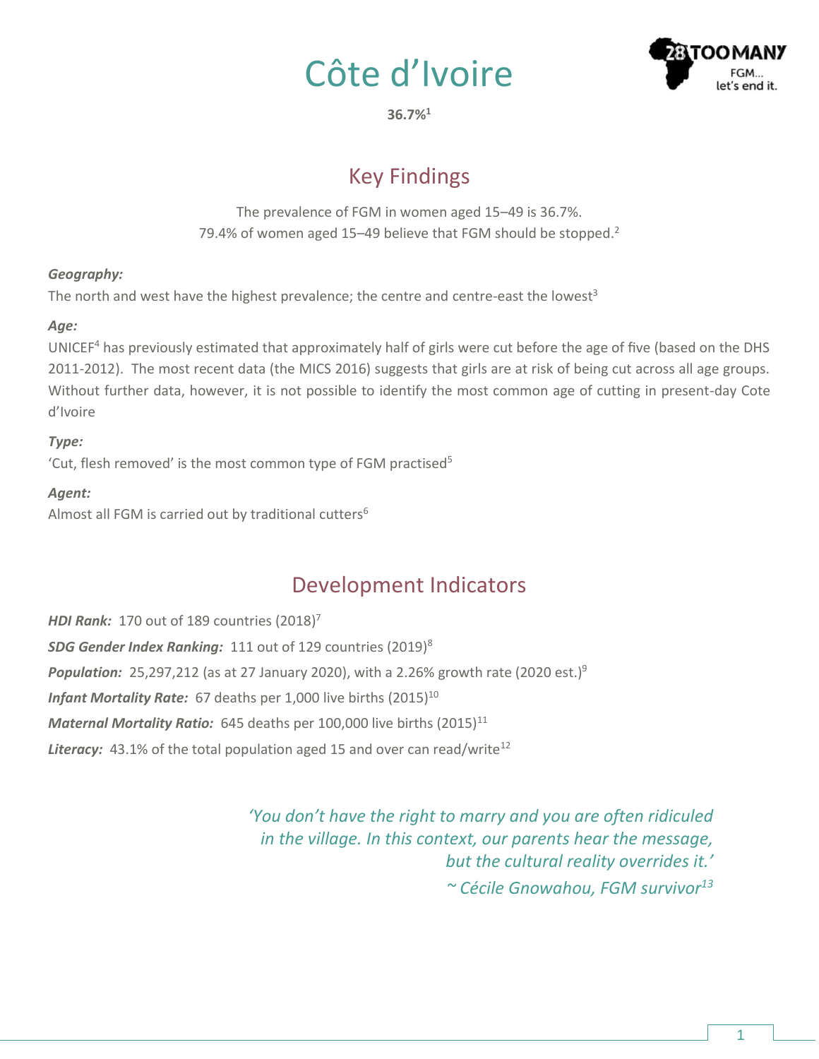# Côte d'Ivoire

**36.7%[1]**

## Key Findings

The prevalence of FGM in women aged 15–49 is 36.7%.
79.4% of women aged 15–49 believe that FGM should be stopped.[2]

***Geography:***
The north and west have the highest prevalence; the centre and centre-east the lowest[3]

***Age:***
UNICEF[4] has previously estimated that approximately half of girls were cut before the age of five (based on the DHS 2011-2012). The most recent data (the MICS 2016) suggests that girls are at risk of being cut across all age groups. Without further data, however, it is not possible to identify the most common age of cutting in present-day Cote d'Ivoire

***Type:***
'Cut, flesh removed' is the most common type of FGM practised[5]

***Agent:***
Almost all FGM is carried out by traditional cutters[6]

## Development Indicators

***HDI Rank:*** 170 out of 189 countries (2018)[7]

***SDG Gender Index Ranking:*** 111 out of 129 countries (2019)[8]

***Population:*** 25,297,212 (as at 27 January 2020), with a 2.26% growth rate (2020 est.)[9]

***Infant Mortality Rate:*** 67 deaths per 1,000 live births (2015)[10]

***Maternal Mortality Ratio:*** 645 deaths per 100,000 live births (2015)[11]

***Literacy:*** 43.1% of the total population aged 15 and over can read/write[12]

*'You don't have the right to marry and you are often ridiculed in the village. In this context, our parents hear the message, but the cultural reality overrides it.'*
*~ Cécile Gnowahou, FGM survivor[13]*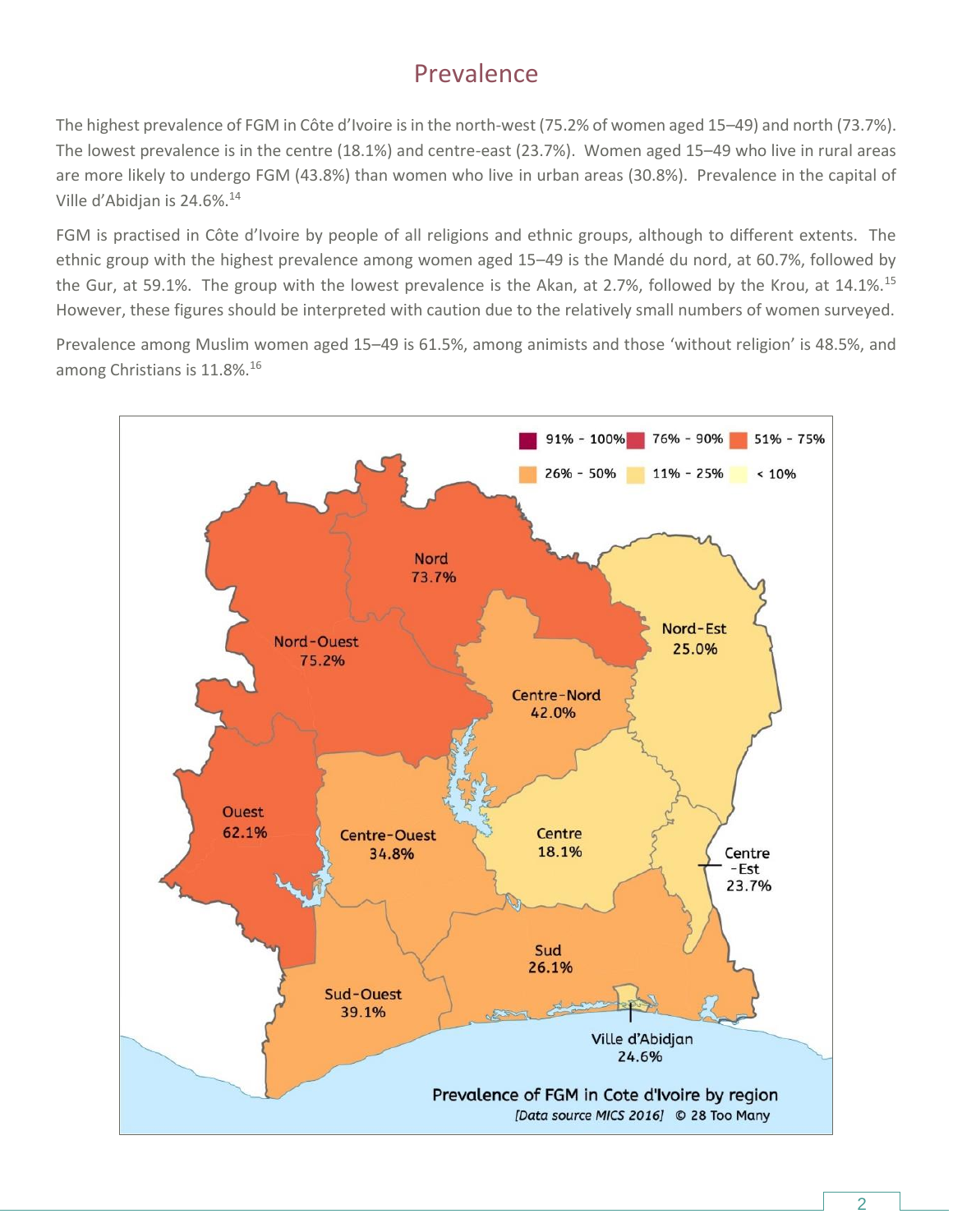# Prevalence

The highest prevalence of FGM in Côte d'Ivoire is in the north-west (75.2% of women aged 15–49) and north (73.7%). The lowest prevalence is in the centre (18.1%) and centre-east (23.7%). Women aged 15–49 who live in rural areas are more likely to undergo FGM (43.8%) than women who live in urban areas (30.8%). Prevalence in the capital of Ville d'Abidjan is 24.6%.[14]

FGM is practised in Côte d'Ivoire by people of all religions and ethnic groups, although to different extents. The ethnic group with the highest prevalence among women aged 15–49 is the Mandé du nord, at 60.7%, followed by the Gur, at 59.1%. The group with the lowest prevalence is the Akan, at 2.7%, followed by the Krou, at 14.1%.[15] However, these figures should be interpreted with caution due to the relatively small numbers of women surveyed.

Prevalence among Muslim women aged 15–49 is 61.5%, among animists and those 'without religion' is 48.5%, and among Christians is 11.8%.[16]

91% - 100% | 76% - 90% | 51% - 75% | 26% - 50% | 11% - 25% | < 10%

Nord 73.7%
Nord-Ouest 75.2%
Nord-Est 25.0%
Centre-Nord 42.0%
Ouest 62.1%
Centre-Ouest 34.8%
Centre 18.1%
Centre-Est 23.7%
Sud 26.1%
Sud-Ouest 39.1%
Ville d'Abidjan 24.6%

**Prevalence of FGM in Cote d'Ivoire by region**

*[Data source MICS 2016]* © 28 Too Many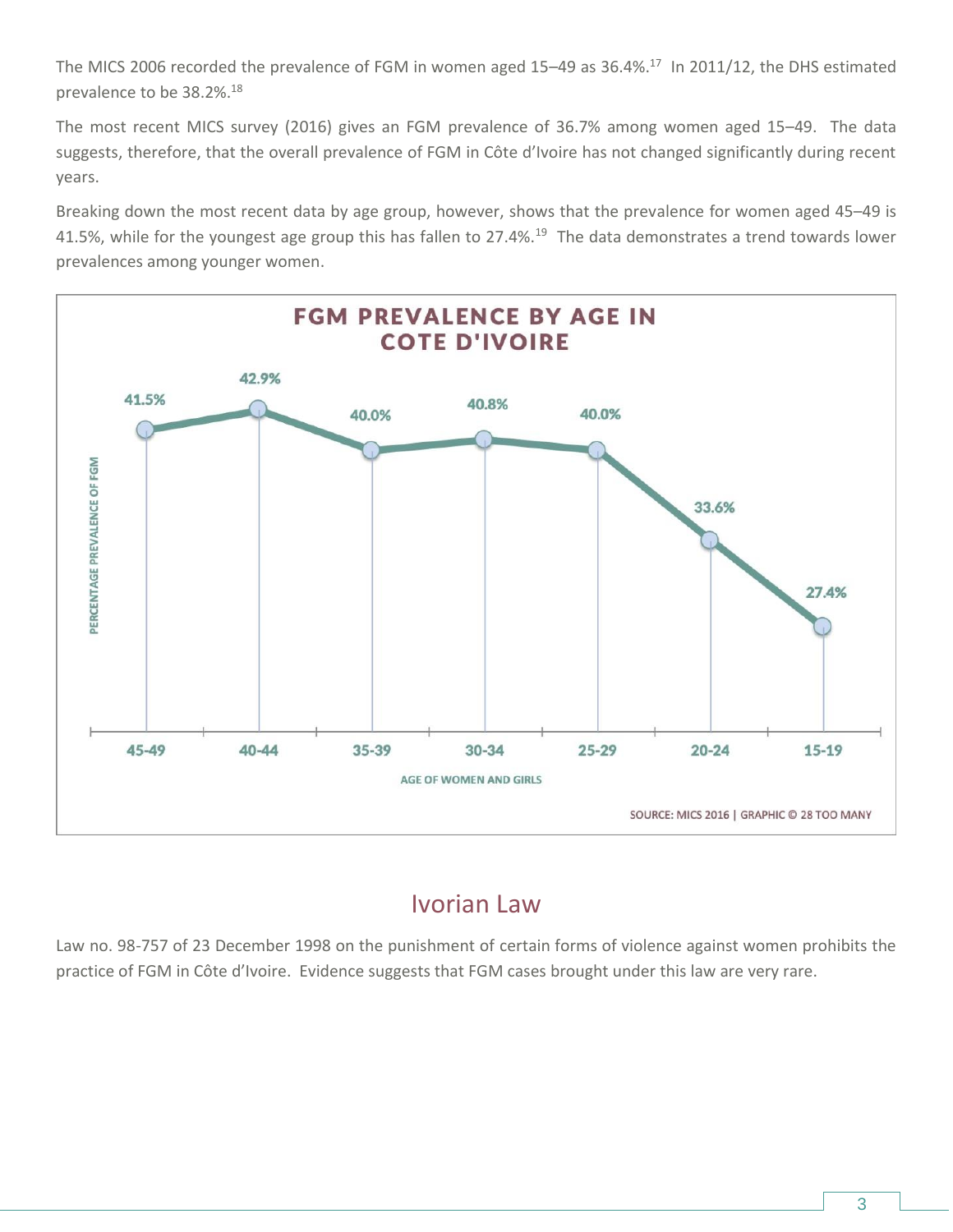The MICS 2006 recorded the prevalence of FGM in women aged 15–49 as 36.4%.[17] In 2011/12, the DHS estimated prevalence to be 38.2%.[18]

The most recent MICS survey (2016) gives an FGM prevalence of 36.7% among women aged 15–49. The data suggests, therefore, that the overall prevalence of FGM in Côte d'Ivoire has not changed significantly during recent years.

Breaking down the most recent data by age group, however, shows that the prevalence for women aged 45–49 is 41.5%, while for the youngest age group this has fallen to 27.4%.[19] The data demonstrates a trend towards lower prevalences among younger women.

**FGM PREVALENCE BY AGE IN COTE D'IVOIRE**

| Age of women and girls | Percentage prevalence of FGM |
|---|---|
| 45-49 | 41.5% |
| 40-44 | 42.9% |
| 35-39 | 40.0% |
| 30-34 | 40.8% |
| 25-29 | 40.0% |
| 20-24 | 33.6% |
| 15-19 | 27.4% |

SOURCE: MICS 2016 | GRAPHIC © 28 TOO MANY

## Ivorian Law

Law no. 98-757 of 23 December 1998 on the punishment of certain forms of violence against women prohibits the practice of FGM in Côte d'Ivoire. Evidence suggests that FGM cases brought under this law are very rare.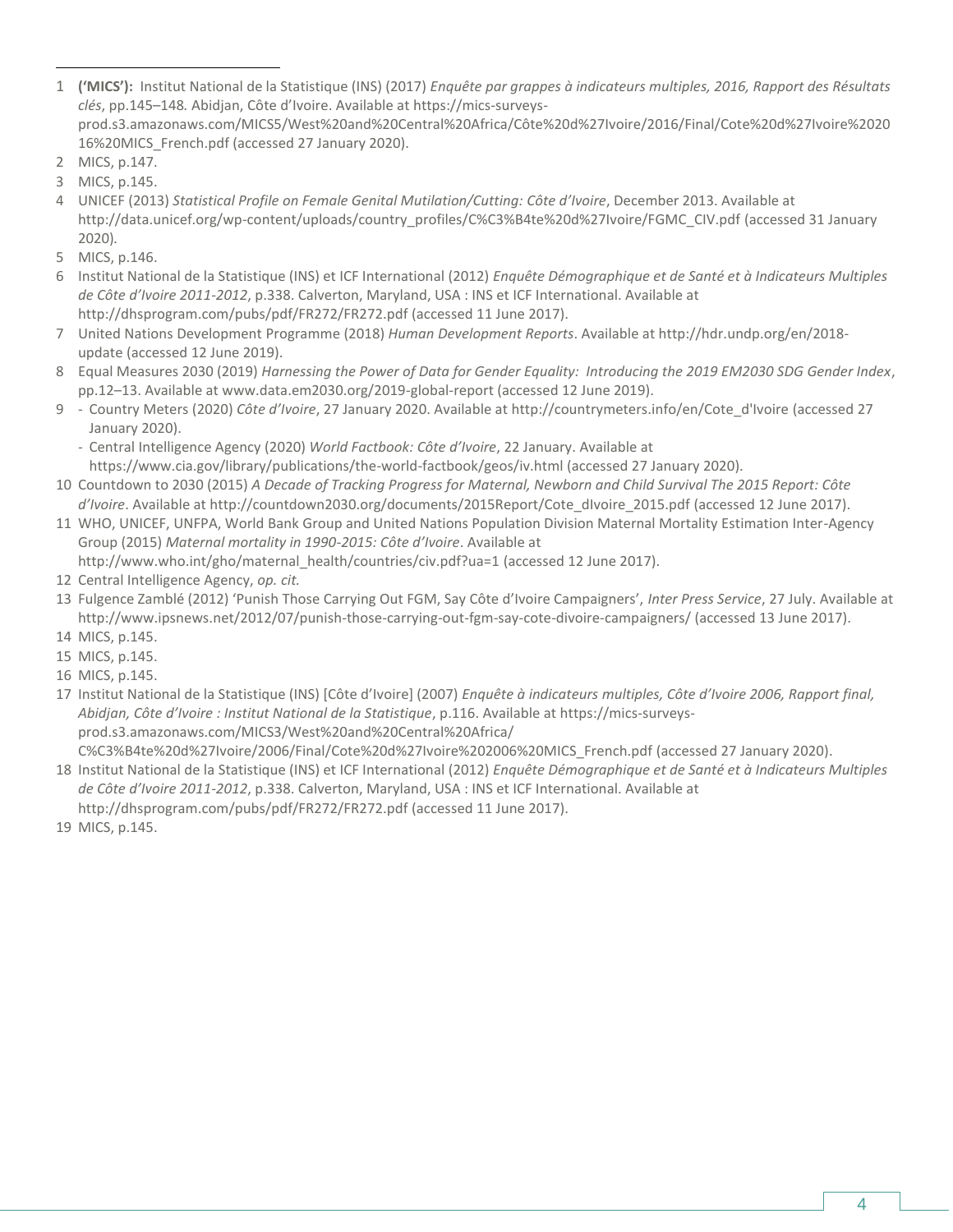1 **('MICS'):** Institut National de la Statistique (INS) (2017) *Enquête par grappes à indicateurs multiples, 2016, Rapport des Résultats clés*, pp.145–148*.* Abidjan, Côte d'Ivoire. Available at https://mics-surveys-prod.s3.amazonaws.com/MICS5/West%20and%20Central%20Africa/Côte%20d%27Ivoire/2016/Final/Cote%20d%27Ivoire%2020 16%20MICS_French.pdf (accessed 27 January 2020).

2 MICS, p.147.

3 MICS, p.145.

4 UNICEF (2013) *Statistical Profile on Female Genital Mutilation/Cutting: Côte d'Ivoire*, December 2013. Available at http://data.unicef.org/wp-content/uploads/country_profiles/C%C3%B4te%20d%27Ivoire/FGMC_CIV.pdf (accessed 31 January 2020).

5 MICS, p.146.

6 Institut National de la Statistique (INS) et ICF International (2012) *Enquête Démographique et de Santé et à Indicateurs Multiples de Côte d'Ivoire 2011-2012*, p.338. Calverton, Maryland, USA : INS et ICF International. Available at http://dhsprogram.com/pubs/pdf/FR272/FR272.pdf (accessed 11 June 2017).

7 United Nations Development Programme (2018) *Human Development Reports*. Available at http://hdr.undp.org/en/2018-update (accessed 12 June 2019).

8 Equal Measures 2030 (2019) *Harnessing the Power of Data for Gender Equality: Introducing the 2019 EM2030 SDG Gender Index*, pp.12–13. Available at www.data.em2030.org/2019-global-report (accessed 12 June 2019).

9 - Country Meters (2020) *Côte d'Ivoire*, 27 January 2020. Available at http://countrymeters.info/en/Cote_d'Ivoire (accessed 27 January 2020).
  - Central Intelligence Agency (2020) *World Factbook: Côte d'Ivoire*, 22 January. Available at https://www.cia.gov/library/publications/the-world-factbook/geos/iv.html (accessed 27 January 2020).

10 Countdown to 2030 (2015) *A Decade of Tracking Progress for Maternal, Newborn and Child Survival The 2015 Report: Côte d'Ivoire*. Available at http://countdown2030.org/documents/2015Report/Cote_dIvoire_2015.pdf (accessed 12 June 2017).

11 WHO, UNICEF, UNFPA, World Bank Group and United Nations Population Division Maternal Mortality Estimation Inter-Agency Group (2015) *Maternal mortality in 1990-2015: Côte d'Ivoire*. Available at http://www.who.int/gho/maternal_health/countries/civ.pdf?ua=1 (accessed 12 June 2017).

12 Central Intelligence Agency, *op. cit.*

13 Fulgence Zamblé (2012) 'Punish Those Carrying Out FGM, Say Côte d'Ivoire Campaigners', *Inter Press Service*, 27 July. Available at http://www.ipsnews.net/2012/07/punish-those-carrying-out-fgm-say-cote-divoire-campaigners/ (accessed 13 June 2017).

14 MICS, p.145.

15 MICS, p.145.

16 MICS, p.145.

17 Institut National de la Statistique (INS) [Côte d'Ivoire] (2007) *Enquête à indicateurs multiples, Côte d'Ivoire 2006, Rapport final, Abidjan, Côte d'Ivoire : Institut National de la Statistique*, p.116. Available at https://mics-surveys-prod.s3.amazonaws.com/MICS3/West%20and%20Central%20Africa/C%C3%B4te%20d%27Ivoire/2006/Final/Cote%20d%27Ivoire%202006%20MICS_French.pdf (accessed 27 January 2020).

18 Institut National de la Statistique (INS) et ICF International (2012) *Enquête Démographique et de Santé et à Indicateurs Multiples de Côte d'Ivoire 2011-2012*, p.338. Calverton, Maryland, USA : INS et ICF International. Available at http://dhsprogram.com/pubs/pdf/FR272/FR272.pdf (accessed 11 June 2017).

19 MICS, p.145.